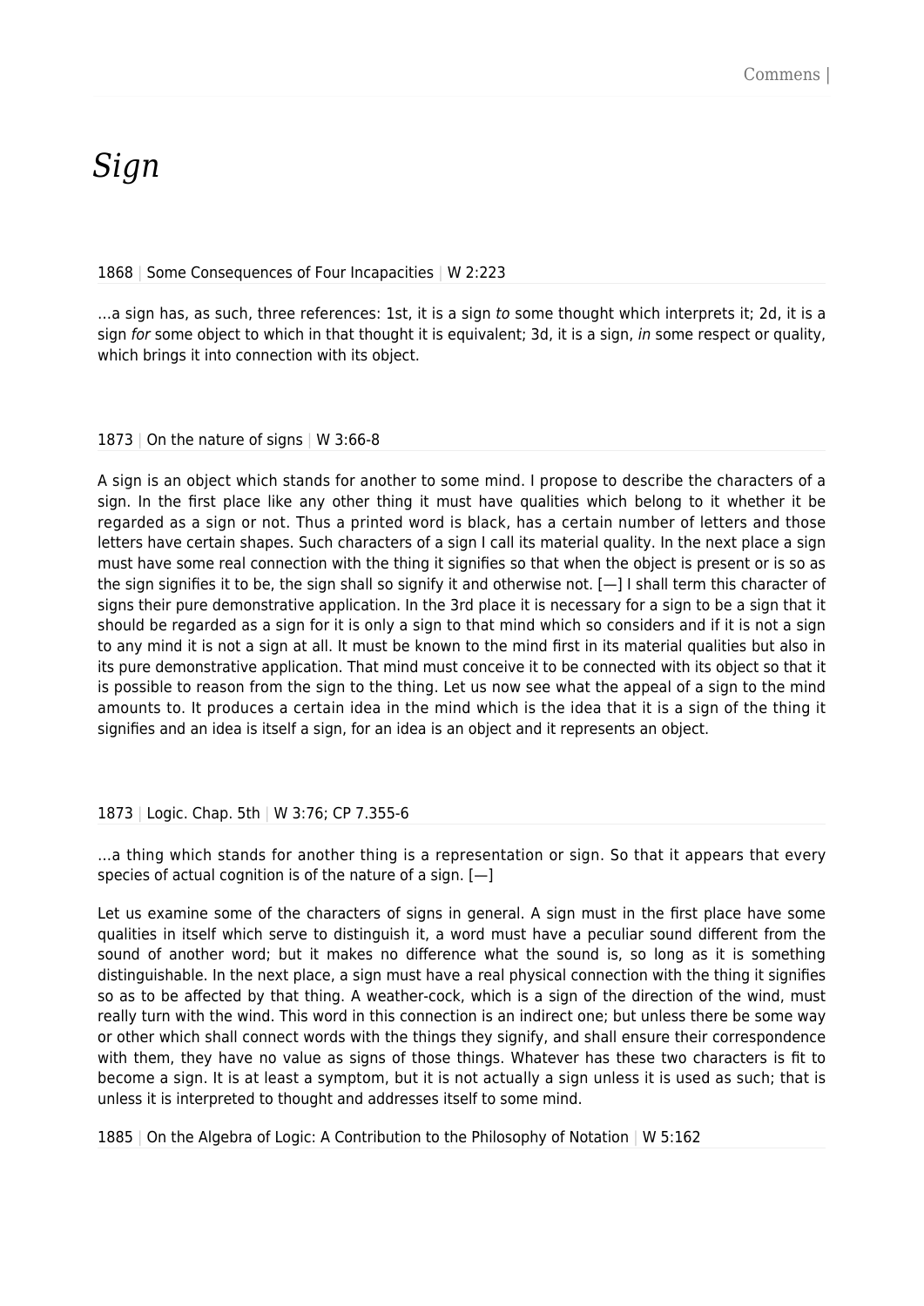# *Sign*

1868 | Some Consequences of Four Incapacities | W 2:223

…a sign has, as such, three references: 1st, it is a sign *to* some thought which interprets it; 2d, it is a sign *for* some object to which in that thought it is equivalent; 3d, it is a sign, *in* some respect or quality, which brings it into connection with its object.

1873 | On the nature of signs | W 3:66-8

A sign is an object which stands for another to some mind. I propose to describe the characters of a sign. In the first place like any other thing it must have qualities which belong to it whether it be regarded as a sign or not. Thus a printed word is black, has a certain number of letters and those letters have certain shapes. Such characters of a sign I call its material quality. In the next place a sign must have some real connection with the thing it signifies so that when the object is present or is so as the sign signifies it to be, the sign shall so signify it and otherwise not. [—] I shall term this character of signs their pure demonstrative application. In the 3rd place it is necessary for a sign to be a sign that it should be regarded as a sign for it is only a sign to that mind which so considers and if it is not a sign to any mind it is not a sign at all. It must be known to the mind first in its material qualities but also in its pure demonstrative application. That mind must conceive it to be connected with its object so that it is possible to reason from the sign to the thing. Let us now see what the appeal of a sign to the mind amounts to. It produces a certain idea in the mind which is the idea that it is a sign of the thing it signifies and an idea is itself a sign, for an idea is an object and it represents an object.

1873 | Logic. Chap. 5th | W 3:76; CP 7.355-6

…a thing which stands for another thing is a representation or sign. So that it appears that every species of actual cognition is of the nature of a sign. [—]

Let us examine some of the characters of signs in general. A sign must in the first place have some qualities in itself which serve to distinguish it, a word must have a peculiar sound different from the sound of another word; but it makes no difference what the sound is, so long as it is something distinguishable. In the next place, a sign must have a real physical connection with the thing it signifies so as to be affected by that thing. A weather-cock, which is a sign of the direction of the wind, must really turn with the wind. This word in this connection is an indirect one; but unless there be some way or other which shall connect words with the things they signify, and shall ensure their correspondence with them, they have no value as signs of those things. Whatever has these two characters is fit to become a sign. It is at least a symptom, but it is not actually a sign unless it is used as such; that is unless it is interpreted to thought and addresses itself to some mind.

1885 | On the Algebra of Logic: A Contribution to the Philosophy of Notation | W 5:162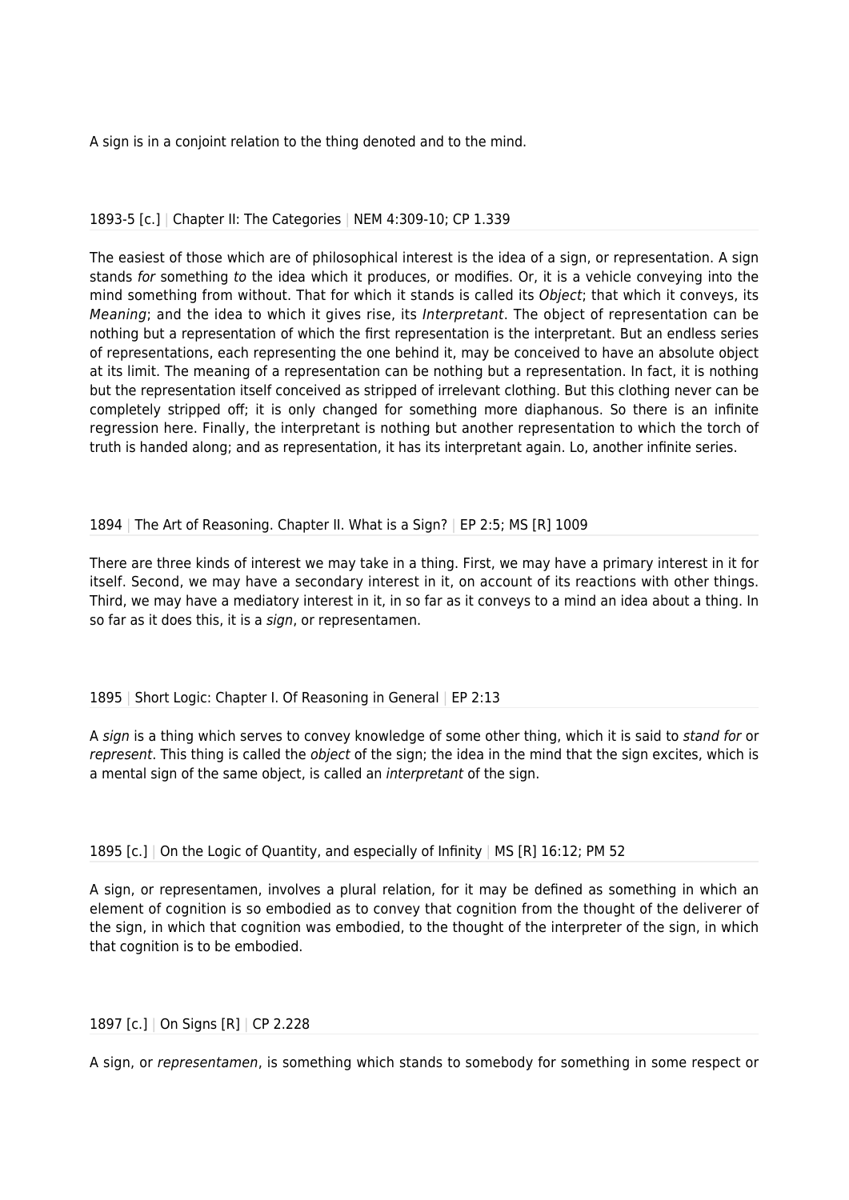A sign is in a conjoint relation to the thing denoted and to the mind.

1893-5 [c.] | Chapter II: The Categories | NEM 4:309-10; CP 1.339

The easiest of those which are of philosophical interest is the idea of a sign, or representation. A sign stands *for* something *to* the idea which it produces, or modifies. Or, it is a vehicle conveying into the mind something from without. That for which it stands is called its *Object*; that which it conveys, its *Meaning*; and the idea to which it gives rise, its *Interpretant*. The object of representation can be nothing but a representation of which the first representation is the interpretant. But an endless series of representations, each representing the one behind it, may be conceived to have an absolute object at its limit. The meaning of a representation can be nothing but a representation. In fact, it is nothing but the representation itself conceived as stripped of irrelevant clothing. But this clothing never can be completely stripped off; it is only changed for something more diaphanous. So there is an infinite regression here. Finally, the interpretant is nothing but another representation to which the torch of truth is handed along; and as representation, it has its interpretant again. Lo, another infinite series.

1894 | The Art of Reasoning. Chapter II. What is a Sign? | EP 2:5; MS [R] 1009

There are three kinds of interest we may take in a thing. First, we may have a primary interest in it for itself. Second, we may have a secondary interest in it, on account of its reactions with other things. Third, we may have a mediatory interest in it, in so far as it conveys to a mind an idea about a thing. In so far as it does this, it is a *sign*, or representamen.

1895 | Short Logic: Chapter I. Of Reasoning in General | EP 2:13

A *sign* is a thing which serves to convey knowledge of some other thing, which it is said to *stand for* or *represent*. This thing is called the *object* of the sign; the idea in the mind that the sign excites, which is a mental sign of the same object, is called an *interpretant* of the sign.

1895 [c.] | On the Logic of Quantity, and especially of Infinity | MS [R] 16:12; PM 52

A sign, or representamen, involves a plural relation, for it may be defined as something in which an element of cognition is so embodied as to convey that cognition from the thought of the deliverer of the sign, in which that cognition was embodied, to the thought of the interpreter of the sign, in which that cognition is to be embodied.

1897 [c.] | On Signs [R] | CP 2.228

A sign, or *representamen*, is something which stands to somebody for something in some respect or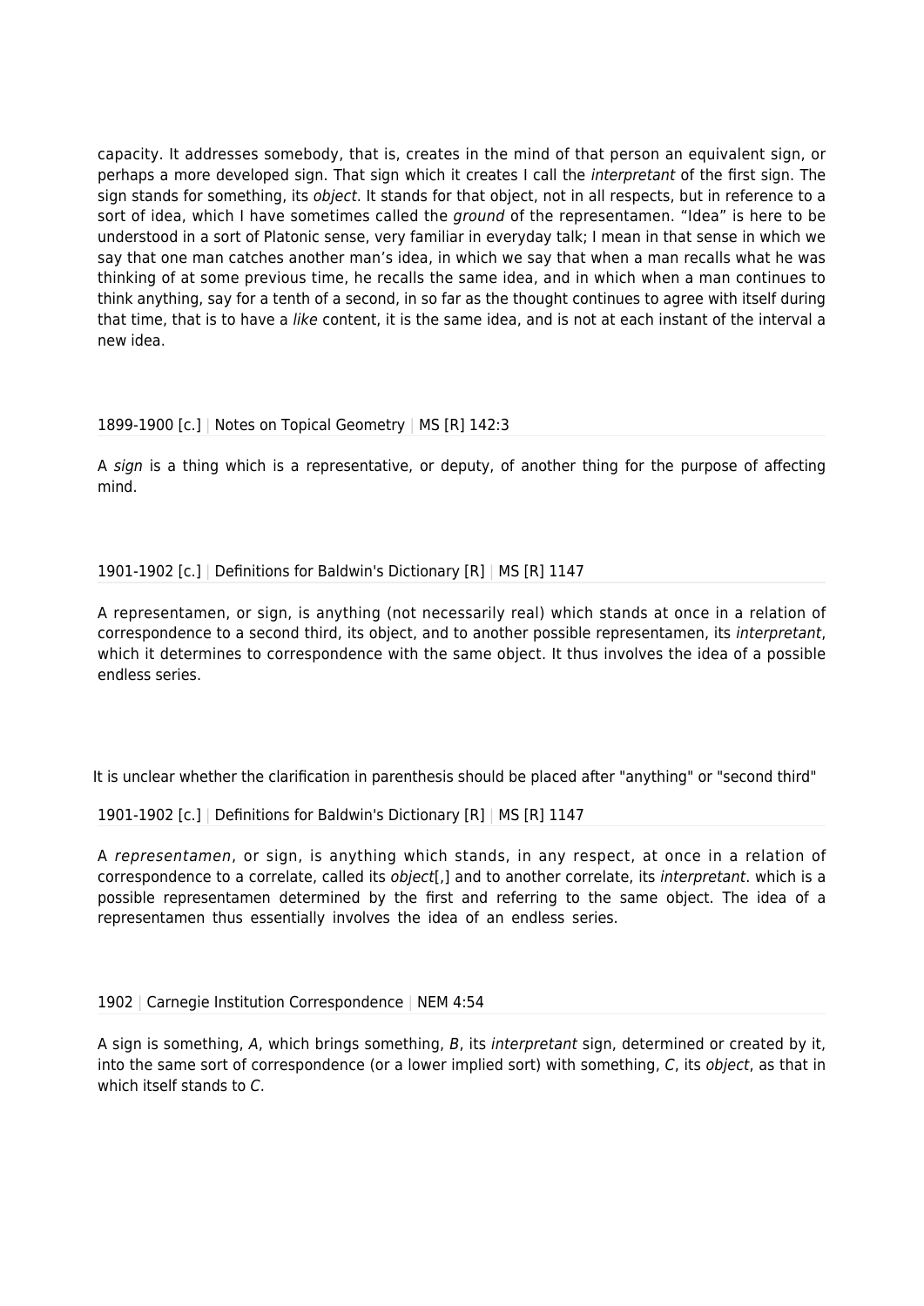capacity. It addresses somebody, that is, creates in the mind of that person an equivalent sign, or perhaps a more developed sign. That sign which it creates I call the *interpretant* of the first sign. The sign stands for something, its *object*. It stands for that object, not in all respects, but in reference to a sort of idea, which I have sometimes called the *ground* of the representamen. "Idea" is here to be understood in a sort of Platonic sense, very familiar in everyday talk; I mean in that sense in which we say that one man catches another man's idea, in which we say that when a man recalls what he was thinking of at some previous time, he recalls the same idea, and in which when a man continues to think anything, say for a tenth of a second, in so far as the thought continues to agree with itself during that time, that is to have a *like* content, it is the same idea, and is not at each instant of the interval a new idea.

1899-1900 [c.] | Notes on Topical Geometry | MS [R] 142:3

A *sign* is a thing which is a representative, or deputy, of another thing for the purpose of affecting mind.

1901-1902 [c.] | Definitions for Baldwin's Dictionary [R] | MS [R] 1147

A representamen, or sign, is anything (not necessarily real) which stands at once in a relation of correspondence to a second third, its object, and to another possible representamen, its *interpretant*, which it determines to correspondence with the same object. It thus involves the idea of a possible endless series.

It is unclear whether the clarification in parenthesis should be placed after "anything" or "second third"

1901-1902 [c.] | Definitions for Baldwin's Dictionary [R] | MS [R] 1147

A *representamen*, or sign, is anything which stands, in any respect, at once in a relation of correspondence to a correlate, called its *object*[,] and to another correlate, its *interpretant*. which is a possible representamen determined by the first and referring to the same object. The idea of a representamen thus essentially involves the idea of an endless series.

1902 | Carnegie Institution Correspondence | NEM 4:54

A sign is something, *A*, which brings something, *B*, its *interpretant* sign, determined or created by it, into the same sort of correspondence (or a lower implied sort) with something, *C*, its *object*, as that in which itself stands to *C*.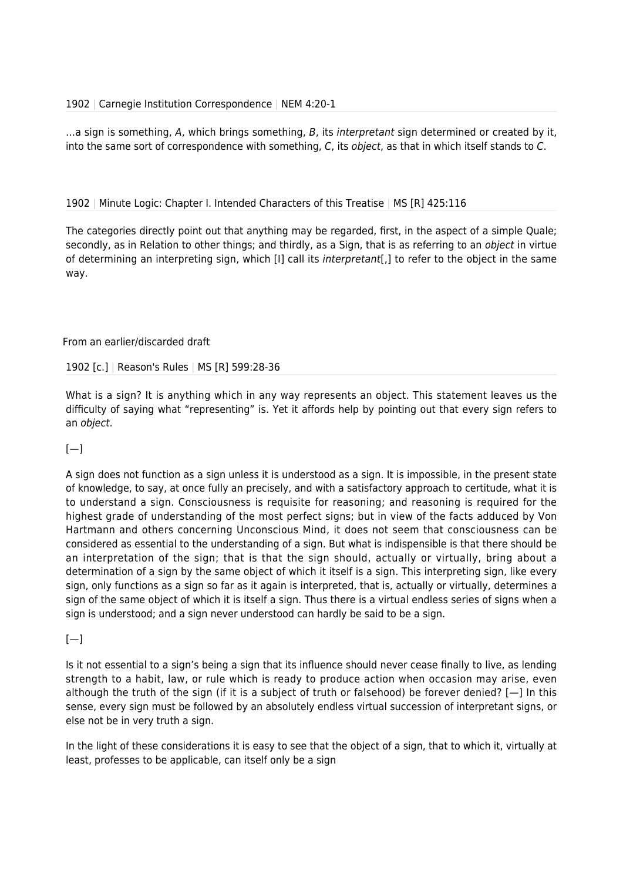1902 | Carnegie Institution Correspondence | NEM 4:20-1

…a sign is something, *A*, which brings something, *B*, its *interpretant* sign determined or created by it, into the same sort of correspondence with something, *C*, its *object*, as that in which itself stands to *C*.

1902 | Minute Logic: Chapter I. Intended Characters of this Treatise | MS [R] 425:116

The categories directly point out that anything may be regarded, first, in the aspect of a simple Quale; secondly, as in Relation to other things; and thirdly, as a Sign, that is as referring to an *object* in virtue of determining an interpreting sign, which [I] call its *interpretant*[,] to refer to the object in the same way.

From an earlier/discarded draft

1902 [c.] | Reason's Rules | MS [R] 599:28-36

What is a sign? It is anything which in any way represents an object. This statement leaves us the difficulty of saying what "representing" is. Yet it affords help by pointing out that every sign refers to an *object*.

[—]

A sign does not function as a sign unless it is understood as a sign. It is impossible, in the present state of knowledge, to say, at once fully an precisely, and with a satisfactory approach to certitude, what it is to understand a sign. Consciousness is requisite for reasoning; and reasoning is required for the highest grade of understanding of the most perfect signs; but in view of the facts adduced by Von Hartmann and others concerning Unconscious Mind, it does not seem that consciousness can be considered as essential to the understanding of a sign. But what is indispensible is that there should be an interpretation of the sign; that is that the sign should, actually or virtually, bring about a determination of a sign by the same object of which it itself is a sign. This interpreting sign, like every sign, only functions as a sign so far as it again is interpreted, that is, actually or virtually, determines a sign of the same object of which it is itself a sign. Thus there is a virtual endless series of signs when a sign is understood; and a sign never understood can hardly be said to be a sign.

[—]

Is it not essential to a sign's being a sign that its influence should never cease finally to live, as lending strength to a habit, law, or rule which is ready to produce action when occasion may arise, even although the truth of the sign (if it is a subject of truth or falsehood) be forever denied? [—] In this sense, every sign must be followed by an absolutely endless virtual succession of interpretant signs, or else not be in very truth a sign.

In the light of these considerations it is easy to see that the object of a sign, that to which it, virtually at least, professes to be applicable, can itself only be a sign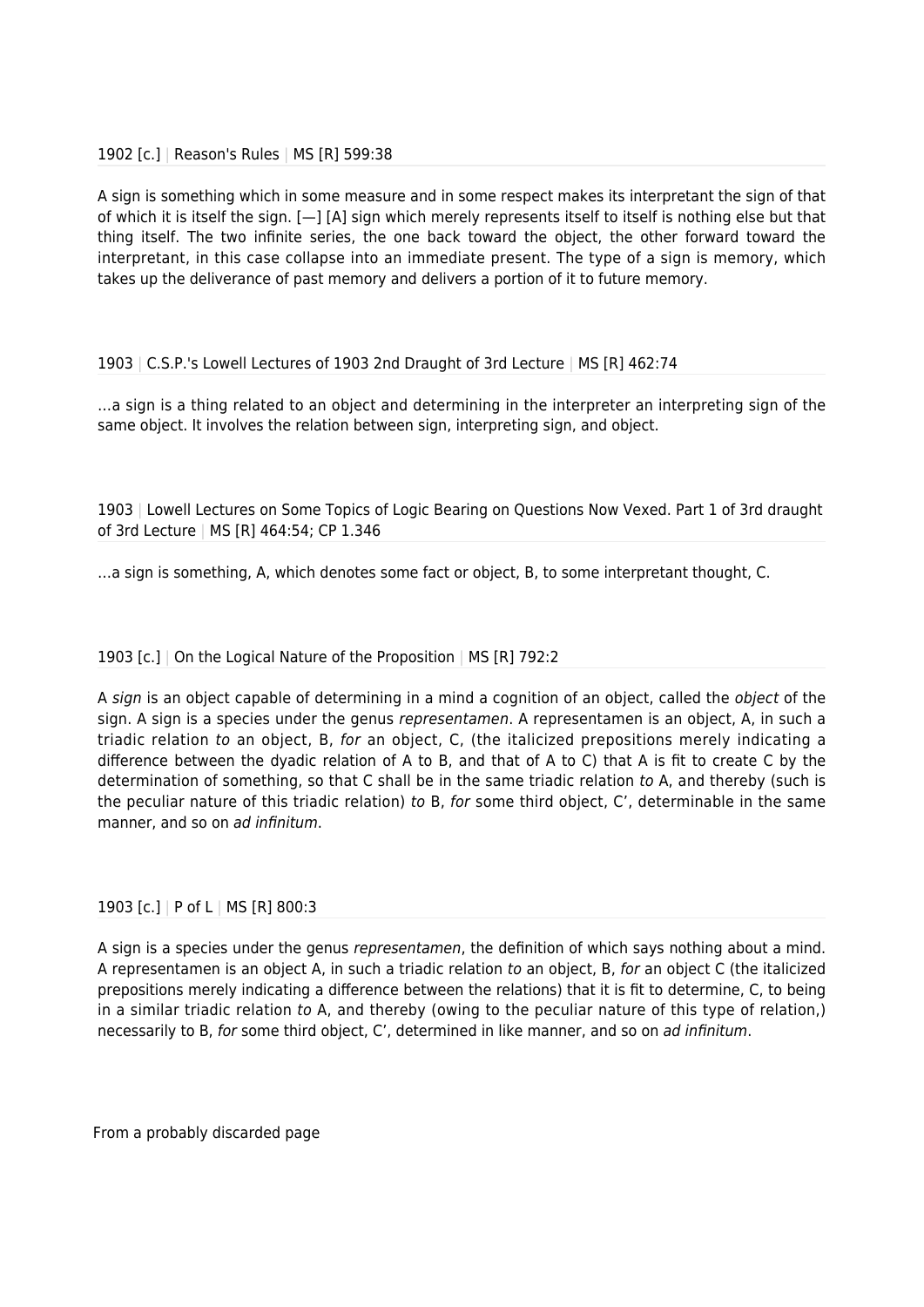1902 [c.] | Reason's Rules | MS [R] 599:38

A sign is something which in some measure and in some respect makes its interpretant the sign of that of which it is itself the sign. [—] [A] sign which merely represents itself to itself is nothing else but that thing itself. The two infinite series, the one back toward the object, the other forward toward the interpretant, in this case collapse into an immediate present. The type of a sign is memory, which takes up the deliverance of past memory and delivers a portion of it to future memory.

1903 | C.S.P.'s Lowell Lectures of 1903 2nd Draught of 3rd Lecture | MS [R] 462:74

…a sign is a thing related to an object and determining in the interpreter an interpreting sign of the same object. It involves the relation between sign, interpreting sign, and object.

1903 | Lowell Lectures on Some Topics of Logic Bearing on Questions Now Vexed. Part 1 of 3rd draught of 3rd Lecture | MS [R] 464:54; CP 1.346

…a sign is something, A, which denotes some fact or object, B, to some interpretant thought, C.

1903 [c.] | On the Logical Nature of the Proposition | MS [R] 792:2

A *sign* is an object capable of determining in a mind a cognition of an object, called the *object* of the sign. A sign is a species under the genus *representamen*. A representamen is an object, A, in such a triadic relation *to* an object, B, *for* an object, C, (the italicized prepositions merely indicating a difference between the dyadic relation of A to B, and that of A to C) that A is fit to create C by the determination of something, so that C shall be in the same triadic relation *to* A, and thereby (such is the peculiar nature of this triadic relation) *to* B, *for* some third object, C', determinable in the same manner, and so on *ad infinitum*.

1903 [c.] | P of L | MS [R] 800:3

A sign is a species under the genus *representamen*, the definition of which says nothing about a mind. A representamen is an object A, in such a triadic relation *to* an object, B, *for* an object C (the italicized prepositions merely indicating a difference between the relations) that it is fit to determine, C, to being in a similar triadic relation *to* A, and thereby (owing to the peculiar nature of this type of relation,) necessarily to B, *for* some third object, C', determined in like manner, and so on *ad infinitum*.

From a probably discarded page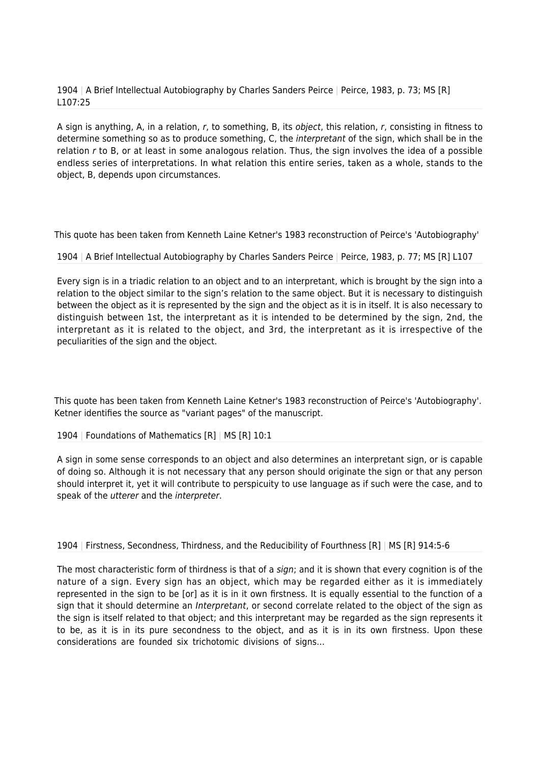1904 | A Brief Intellectual Autobiography by Charles Sanders Peirce | Peirce, 1983, p. 73; MS [R] L107:25

A sign is anything, A, in a relation, *r*, to something, B, its *object*, this relation, *r*, consisting in fitness to determine something so as to produce something, C, the *interpretant* of the sign, which shall be in the relation *r* to B, or at least in some analogous relation. Thus, the sign involves the idea of a possible endless series of interpretations. In what relation this entire series, taken as a whole, stands to the object, B, depends upon circumstances.

This quote has been taken from Kenneth Laine Ketner's 1983 reconstruction of Peirce's 'Autobiography'

1904 | A Brief Intellectual Autobiography by Charles Sanders Peirce | Peirce, 1983, p. 77; MS [R] L107

Every sign is in a triadic relation to an object and to an interpretant, which is brought by the sign into a relation to the object similar to the sign's relation to the same object. But it is necessary to distinguish between the object as it is represented by the sign and the object as it is in itself. It is also necessary to distinguish between 1st, the interpretant as it is intended to be determined by the sign, 2nd, the interpretant as it is related to the object, and 3rd, the interpretant as it is irrespective of the peculiarities of the sign and the object.

This quote has been taken from Kenneth Laine Ketner's 1983 reconstruction of Peirce's 'Autobiography'. Ketner identifies the source as "variant pages" of the manuscript.

1904 | Foundations of Mathematics [R] | MS [R] 10:1

A sign in some sense corresponds to an object and also determines an interpretant sign, or is capable of doing so. Although it is not necessary that any person should originate the sign or that any person should interpret it, yet it will contribute to perspicuity to use language as if such were the case, and to speak of the *utterer* and the *interpreter*.

1904 | Firstness, Secondness, Thirdness, and the Reducibility of Fourthness [R] | MS [R] 914:5-6

The most characteristic form of thirdness is that of a *sign*; and it is shown that every cognition is of the nature of a sign. Every sign has an object, which may be regarded either as it is immediately represented in the sign to be [or] as it is in it own firstness. It is equally essential to the function of a sign that it should determine an *Interpretant*, or second correlate related to the object of the sign as the sign is itself related to that object; and this interpretant may be regarded as the sign represents it to be, as it is in its pure secondness to the object, and as it is in its own firstness. Upon these considerations are founded six trichotomic divisions of signs…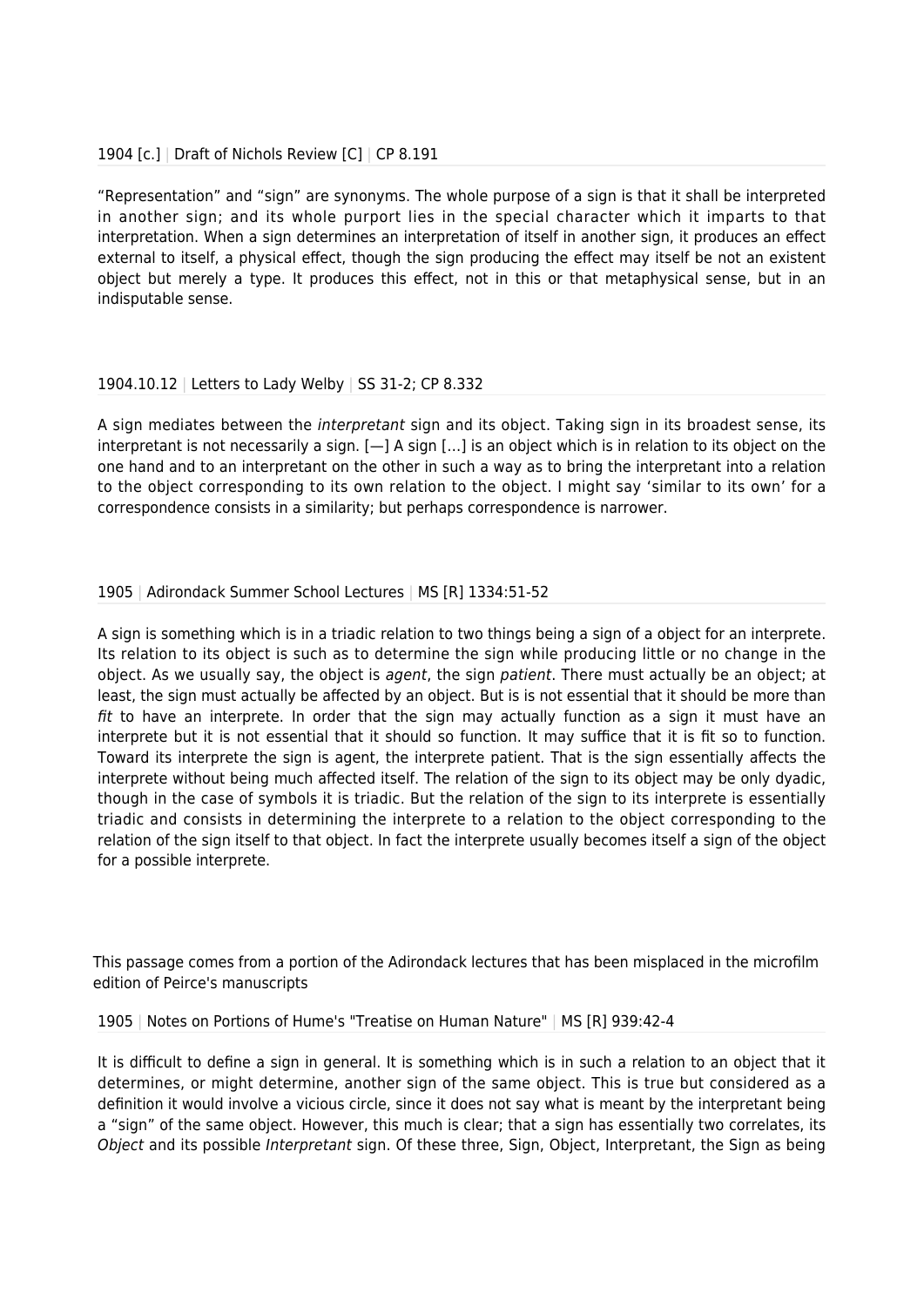1904 [c.] | Draft of Nichols Review [C] | CP 8.191

"Representation" and "sign" are synonyms. The whole purpose of a sign is that it shall be interpreted in another sign; and its whole purport lies in the special character which it imparts to that interpretation. When a sign determines an interpretation of itself in another sign, it produces an effect external to itself, a physical effect, though the sign producing the effect may itself be not an existent object but merely a type. It produces this effect, not in this or that metaphysical sense, but in an indisputable sense.

1904.10.12 | Letters to Lady Welby | SS 31-2; CP 8.332

A sign mediates between the *interpretant* sign and its object. Taking sign in its broadest sense, its interpretant is not necessarily a sign. [—] A sign […] is an object which is in relation to its object on the one hand and to an interpretant on the other in such a way as to bring the interpretant into a relation to the object corresponding to its own relation to the object. I might say 'similar to its own' for a correspondence consists in a similarity; but perhaps correspondence is narrower.

1905 | Adirondack Summer School Lectures | MS [R] 1334:51-52

A sign is something which is in a triadic relation to two things being a sign of a object for an interprete. Its relation to its object is such as to determine the sign while producing little or no change in the object. As we usually say, the object is *agent*, the sign *patient*. There must actually be an object; at least, the sign must actually be affected by an object. But is is not essential that it should be more than *fit* to have an interprete. In order that the sign may actually function as a sign it must have an interprete but it is not essential that it should so function. It may suffice that it is fit so to function. Toward its interprete the sign is agent, the interprete patient. That is the sign essentially affects the interprete without being much affected itself. The relation of the sign to its object may be only dyadic, though in the case of symbols it is triadic. But the relation of the sign to its interprete is essentially triadic and consists in determining the interprete to a relation to the object corresponding to the relation of the sign itself to that object. In fact the interprete usually becomes itself a sign of the object for a possible interprete.

This passage comes from a portion of the Adirondack lectures that has been misplaced in the microfilm edition of Peirce's manuscripts

1905 | Notes on Portions of Hume's "Treatise on Human Nature" | MS [R] 939:42-4

It is difficult to define a sign in general. It is something which is in such a relation to an object that it determines, or might determine, another sign of the same object. This is true but considered as a definition it would involve a vicious circle, since it does not say what is meant by the interpretant being a "sign" of the same object. However, this much is clear; that a sign has essentially two correlates, its *Object* and its possible *Interpretant* sign. Of these three, Sign, Object, Interpretant, the Sign as being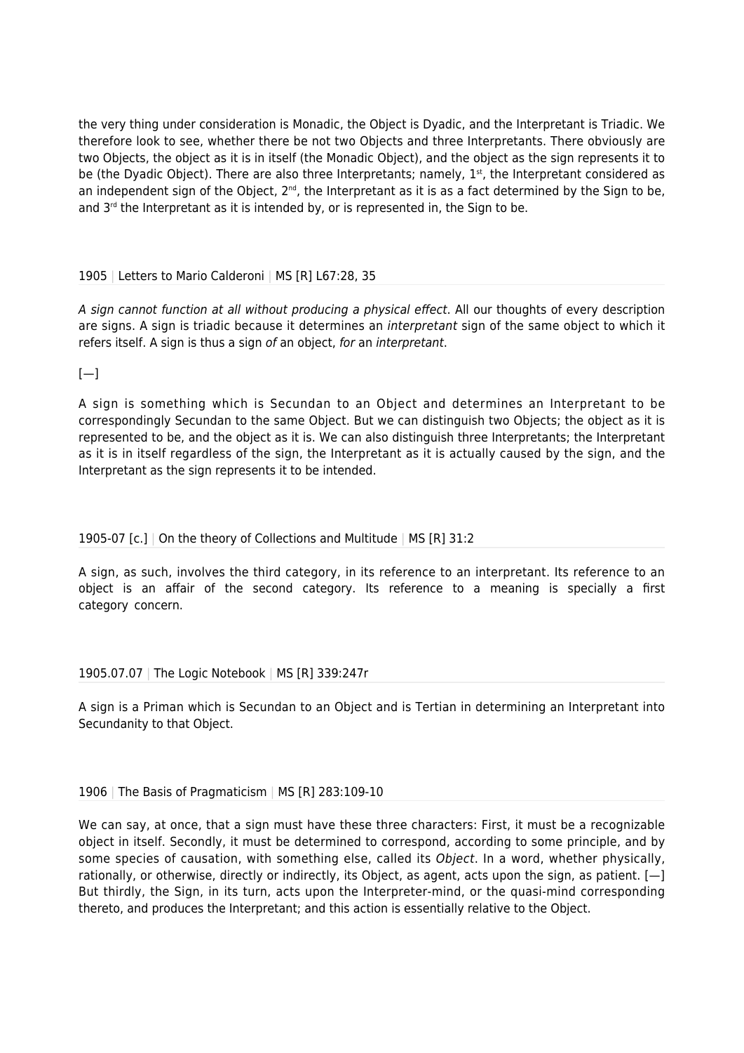the very thing under consideration is Monadic, the Object is Dyadic, and the Interpretant is Triadic. We therefore look to see, whether there be not two Objects and three Interpretants. There obviously are two Objects, the object as it is in itself (the Monadic Object), and the object as the sign represents it to be (the Dyadic Object). There are also three Interpretants; namely, 1st, the Interpretant considered as an independent sign of the Object, 2nd, the Interpretant as it is as a fact determined by the Sign to be, and 3rd the Interpretant as it is intended by, or is represented in, the Sign to be.

1905 | Letters to Mario Calderoni | MS [R] L67:28, 35

*A sign cannot function at all without producing a physical effect*. All our thoughts of every description are signs. A sign is triadic because it determines an *interpretant* sign of the same object to which it refers itself. A sign is thus a sign *of* an object, *for* an *interpretant*.

[—]

A sign is something which is Secundan to an Object and determines an Interpretant to be correspondingly Secundan to the same Object. But we can distinguish two Objects; the object as it is represented to be, and the object as it is. We can also distinguish three Interpretants; the Interpretant as it is in itself regardless of the sign, the Interpretant as it is actually caused by the sign, and the Interpretant as the sign represents it to be intended.

1905-07 [c.] | On the theory of Collections and Multitude | MS [R] 31:2

A sign, as such, involves the third category, in its reference to an interpretant. Its reference to an object is an affair of the second category. Its reference to a meaning is specially a first category concern.

1905.07.07 | The Logic Notebook | MS [R] 339:247r

A sign is a Priman which is Secundan to an Object and is Tertian in determining an Interpretant into Secundanity to that Object.

1906 | The Basis of Pragmaticism | MS [R] 283:109-10

We can say, at once, that a sign must have these three characters: First, it must be a recognizable object in itself. Secondly, it must be determined to correspond, according to some principle, and by some species of causation, with something else, called its *Object*. In a word, whether physically, rationally, or otherwise, directly or indirectly, its Object, as agent, acts upon the sign, as patient. [—] But thirdly, the Sign, in its turn, acts upon the Interpreter-mind, or the quasi-mind corresponding thereto, and produces the Interpretant; and this action is essentially relative to the Object.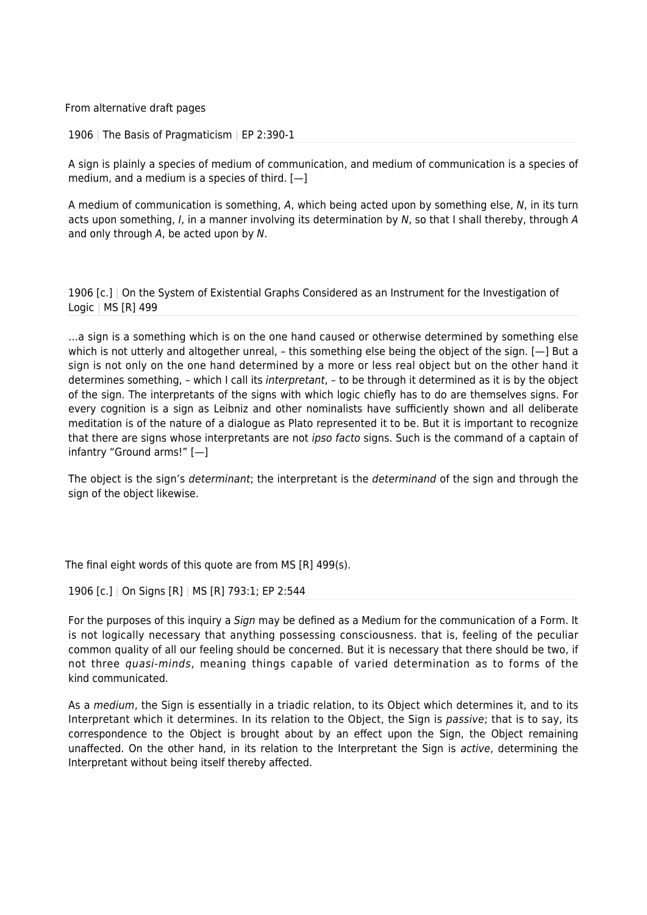From alternative draft pages

1906 | The Basis of Pragmaticism | EP 2:390-1

A sign is plainly a species of medium of communication, and medium of communication is a species of medium, and a medium is a species of third. [—]

A medium of communication is something, *A*, which being acted upon by something else, *N*, in its turn acts upon something, *I*, in a manner involving its determination by *N*, so that I shall thereby, through *A* and only through *A*, be acted upon by *N*.

1906 [c.] | On the System of Existential Graphs Considered as an Instrument for the Investigation of Logic | MS [R] 499

…a sign is a something which is on the one hand caused or otherwise determined by something else which is not utterly and altogether unreal, – this something else being the object of the sign. [—] But a sign is not only on the one hand determined by a more or less real object but on the other hand it determines something, – which I call its *interpretant*, – to be through it determined as it is by the object of the sign. The interpretants of the signs with which logic chiefly has to do are themselves signs. For every cognition is a sign as Leibniz and other nominalists have sufficiently shown and all deliberate meditation is of the nature of a dialogue as Plato represented it to be. But it is important to recognize that there are signs whose interpretants are not *ipso facto* signs. Such is the command of a captain of infantry "Ground arms!" [—]

The object is the sign's *determinant*; the interpretant is the *determinand* of the sign and through the sign of the object likewise.

The final eight words of this quote are from MS [R] 499(s).

1906 [c.] | On Signs [R] | MS [R] 793:1; EP 2:544

For the purposes of this inquiry a *Sign* may be defined as a Medium for the communication of a Form. It is not logically necessary that anything possessing consciousness. that is, feeling of the peculiar common quality of all our feeling should be concerned. But it is necessary that there should be two, if not three *quasi-minds*, meaning things capable of varied determination as to forms of the kind communicated.

As a *medium*, the Sign is essentially in a triadic relation, to its Object which determines it, and to its Interpretant which it determines. In its relation to the Object, the Sign is *passive*; that is to say, its correspondence to the Object is brought about by an effect upon the Sign, the Object remaining unaffected. On the other hand, in its relation to the Interpretant the Sign is *active*, determining the Interpretant without being itself thereby affected.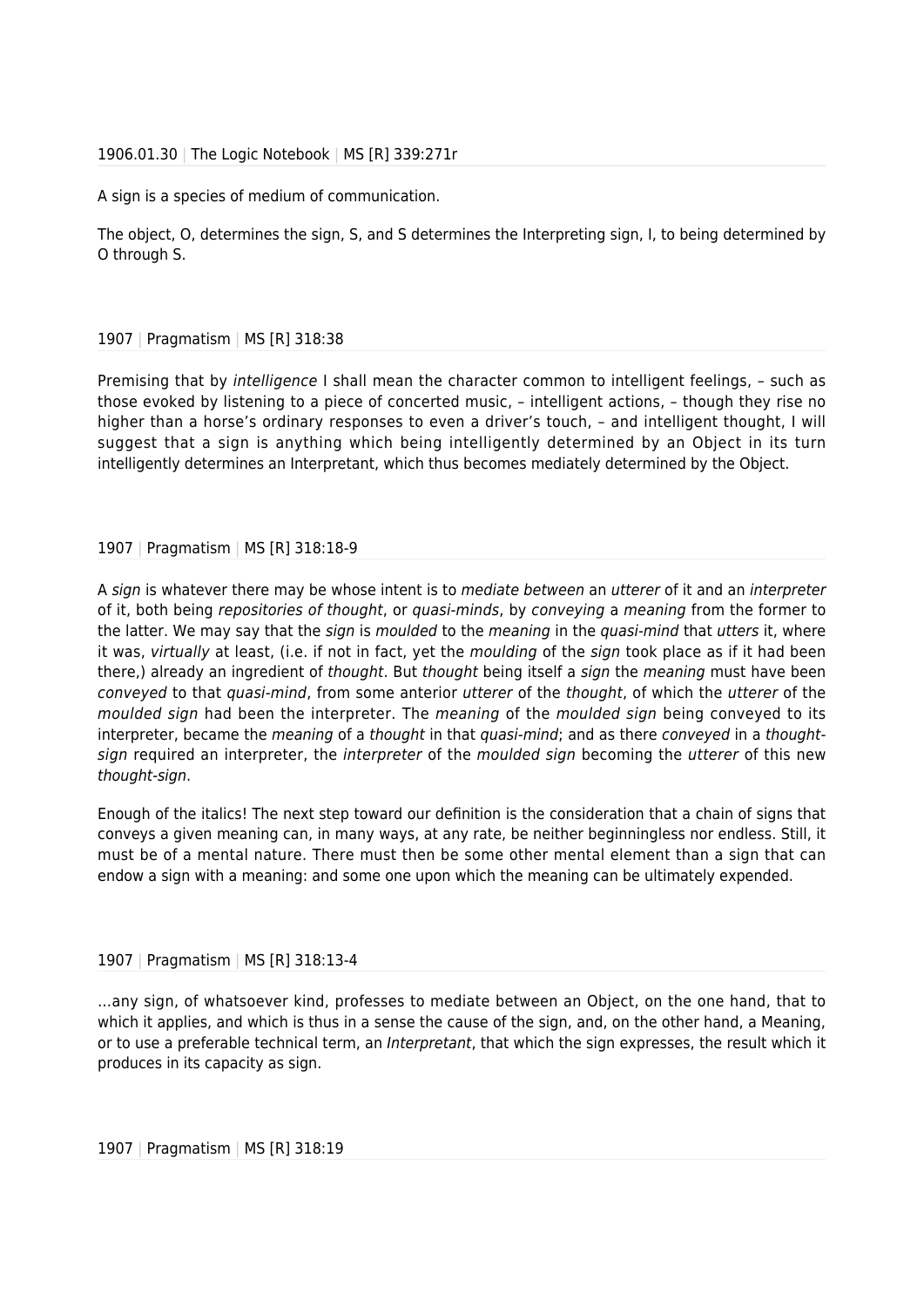1906.01.30 | The Logic Notebook | MS [R] 339:271r

A sign is a species of medium of communication.

The object, O, determines the sign, S, and S determines the Interpreting sign, I, to being determined by O through S.

1907 | Pragmatism | MS [R] 318:38

Premising that by *intelligence* I shall mean the character common to intelligent feelings, – such as those evoked by listening to a piece of concerted music, – intelligent actions, – though they rise no higher than a horse's ordinary responses to even a driver's touch, – and intelligent thought, I will suggest that a sign is anything which being intelligently determined by an Object in its turn intelligently determines an Interpretant, which thus becomes mediately determined by the Object.

1907 | Pragmatism | MS [R] 318:18-9

A *sign* is whatever there may be whose intent is to *mediate between* an *utterer* of it and an *interpreter* of it, both being *repositories of thought*, or *quasi-minds*, by *conveying* a *meaning* from the former to the latter. We may say that the *sign* is *moulded* to the *meaning* in the *quasi-mind* that *utters* it, where it was, *virtually* at least, (i.e. if not in fact, yet the *moulding* of the *sign* took place as if it had been there,) already an ingredient of *thought*. But *thought* being itself a *sign* the *meaning* must have been *conveyed* to that *quasi-mind*, from some anterior *utterer* of the *thought*, of which the *utterer* of the *moulded sign* had been the interpreter. The *meaning* of the *moulded sign* being conveyed to its interpreter, became the *meaning* of a *thought* in that *quasi-mind*; and as there *conveyed* in a *thought-sign* required an interpreter, the *interpreter* of the *moulded sign* becoming the *utterer* of this new *thought-sign*.

Enough of the italics! The next step toward our definition is the consideration that a chain of signs that conveys a given meaning can, in many ways, at any rate, be neither beginningless nor endless. Still, it must be of a mental nature. There must then be some other mental element than a sign that can endow a sign with a meaning: and some one upon which the meaning can be ultimately expended.

1907 | Pragmatism | MS [R] 318:13-4

…any sign, of whatsoever kind, professes to mediate between an Object, on the one hand, that to which it applies, and which is thus in a sense the cause of the sign, and, on the other hand, a Meaning, or to use a preferable technical term, an *Interpretant*, that which the sign expresses, the result which it produces in its capacity as sign.

1907 | Pragmatism | MS [R] 318:19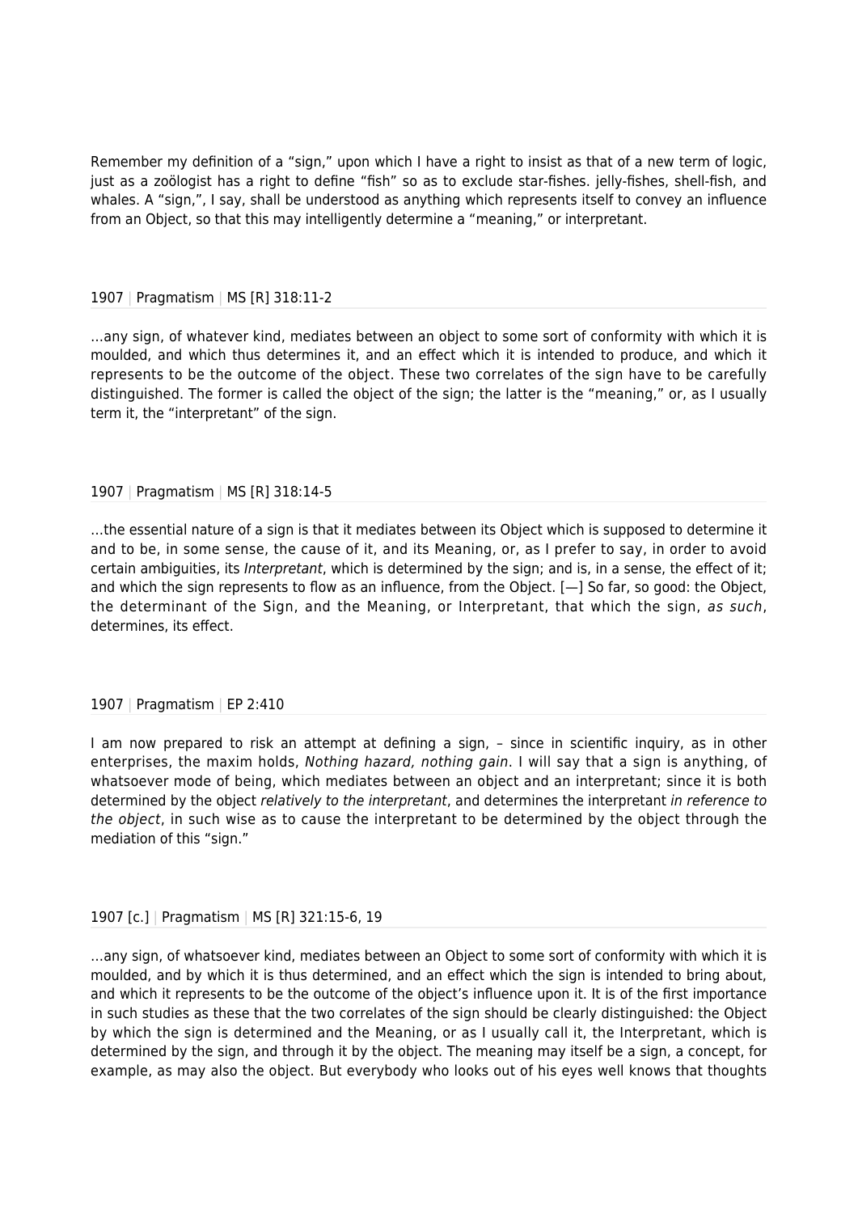Remember my definition of a "sign," upon which I have a right to insist as that of a new term of logic, just as a zoölogist has a right to define "fish" so as to exclude star-fishes. jelly-fishes, shell-fish, and whales. A "sign,", I say, shall be understood as anything which represents itself to convey an influence from an Object, so that this may intelligently determine a "meaning," or interpretant.

1907 | Pragmatism | MS [R] 318:11-2

…any sign, of whatever kind, mediates between an object to some sort of conformity with which it is moulded, and which thus determines it, and an effect which it is intended to produce, and which it represents to be the outcome of the object. These two correlates of the sign have to be carefully distinguished. The former is called the object of the sign; the latter is the "meaning," or, as I usually term it, the "interpretant" of the sign.

1907 | Pragmatism | MS [R] 318:14-5

…the essential nature of a sign is that it mediates between its Object which is supposed to determine it and to be, in some sense, the cause of it, and its Meaning, or, as I prefer to say, in order to avoid certain ambiguities, its *Interpretant*, which is determined by the sign; and is, in a sense, the effect of it; and which the sign represents to flow as an influence, from the Object. [—] So far, so good: the Object, the determinant of the Sign, and the Meaning, or Interpretant, that which the sign, *as such*, determines, its effect.

1907 | Pragmatism | EP 2:410

I am now prepared to risk an attempt at defining a sign, – since in scientific inquiry, as in other enterprises, the maxim holds, *Nothing hazard, nothing gain*. I will say that a sign is anything, of whatsoever mode of being, which mediates between an object and an interpretant; since it is both determined by the object *relatively to the interpretant*, and determines the interpretant *in reference to the object*, in such wise as to cause the interpretant to be determined by the object through the mediation of this "sign."

1907 [c.] | Pragmatism | MS [R] 321:15-6, 19

…any sign, of whatsoever kind, mediates between an Object to some sort of conformity with which it is moulded, and by which it is thus determined, and an effect which the sign is intended to bring about, and which it represents to be the outcome of the object's influence upon it. It is of the first importance in such studies as these that the two correlates of the sign should be clearly distinguished: the Object by which the sign is determined and the Meaning, or as I usually call it, the Interpretant, which is determined by the sign, and through it by the object. The meaning may itself be a sign, a concept, for example, as may also the object. But everybody who looks out of his eyes well knows that thoughts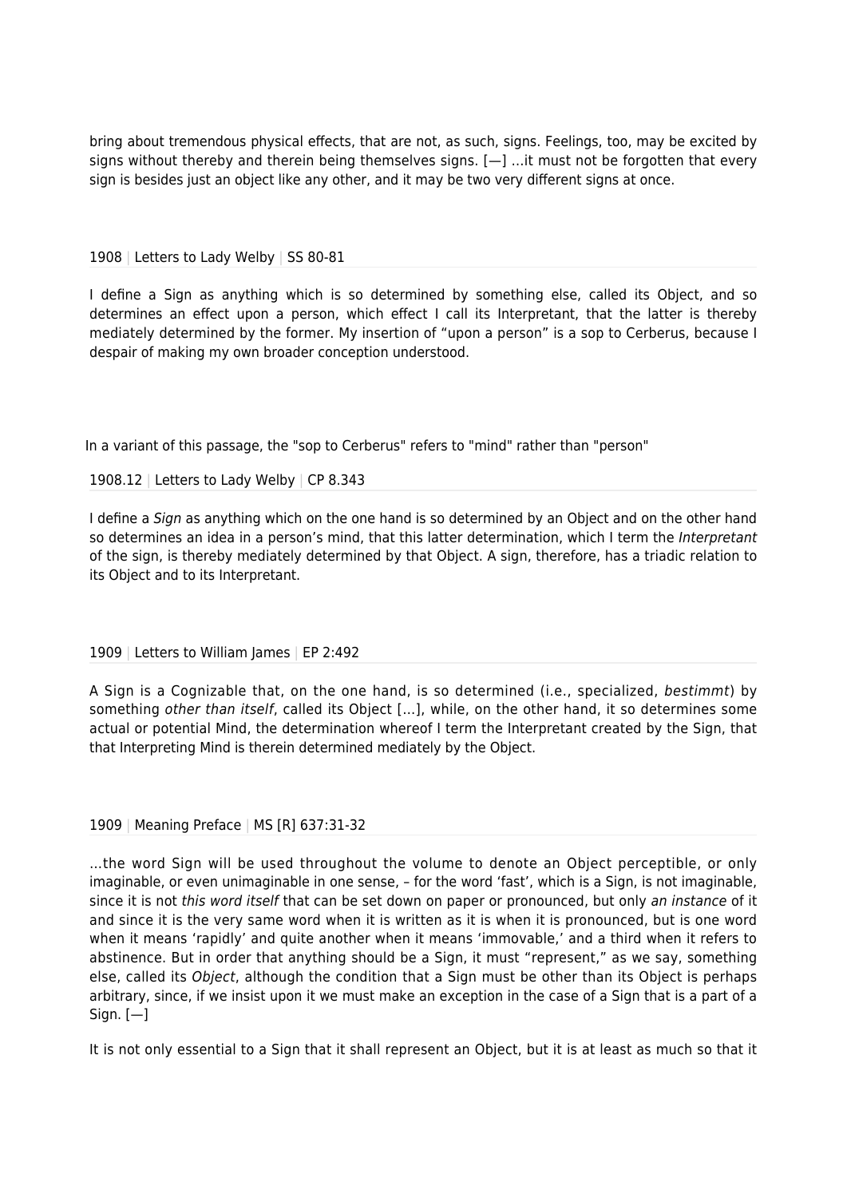bring about tremendous physical effects, that are not, as such, signs. Feelings, too, may be excited by signs without thereby and therein being themselves signs. [—] …it must not be forgotten that every sign is besides just an object like any other, and it may be two very different signs at once.

1908 | Letters to Lady Welby | SS 80-81

I define a Sign as anything which is so determined by something else, called its Object, and so determines an effect upon a person, which effect I call its Interpretant, that the latter is thereby mediately determined by the former. My insertion of "upon a person" is a sop to Cerberus, because I despair of making my own broader conception understood.

In a variant of this passage, the "sop to Cerberus" refers to "mind" rather than "person"

1908.12 | Letters to Lady Welby | CP 8.343

I define a *Sign* as anything which on the one hand is so determined by an Object and on the other hand so determines an idea in a person's mind, that this latter determination, which I term the *Interpretant* of the sign, is thereby mediately determined by that Object. A sign, therefore, has a triadic relation to its Object and to its Interpretant.

1909 | Letters to William James | EP 2:492

A Sign is a Cognizable that, on the one hand, is so determined (i.e., specialized, *bestimmt*) by something *other than itself*, called its Object […], while, on the other hand, it so determines some actual or potential Mind, the determination whereof I term the Interpretant created by the Sign, that that Interpreting Mind is therein determined mediately by the Object.

1909 | Meaning Preface | MS [R] 637:31-32

…the word Sign will be used throughout the volume to denote an Object perceptible, or only imaginable, or even unimaginable in one sense, – for the word 'fast', which is a Sign, is not imaginable, since it is not *this word itself* that can be set down on paper or pronounced, but only *an instance* of it and since it is the very same word when it is written as it is when it is pronounced, but is one word when it means 'rapidly' and quite another when it means 'immovable,' and a third when it refers to abstinence. But in order that anything should be a Sign, it must "represent," as we say, something else, called its *Object*, although the condition that a Sign must be other than its Object is perhaps arbitrary, since, if we insist upon it we must make an exception in the case of a Sign that is a part of a Sign. [—]

It is not only essential to a Sign that it shall represent an Object, but it is at least as much so that it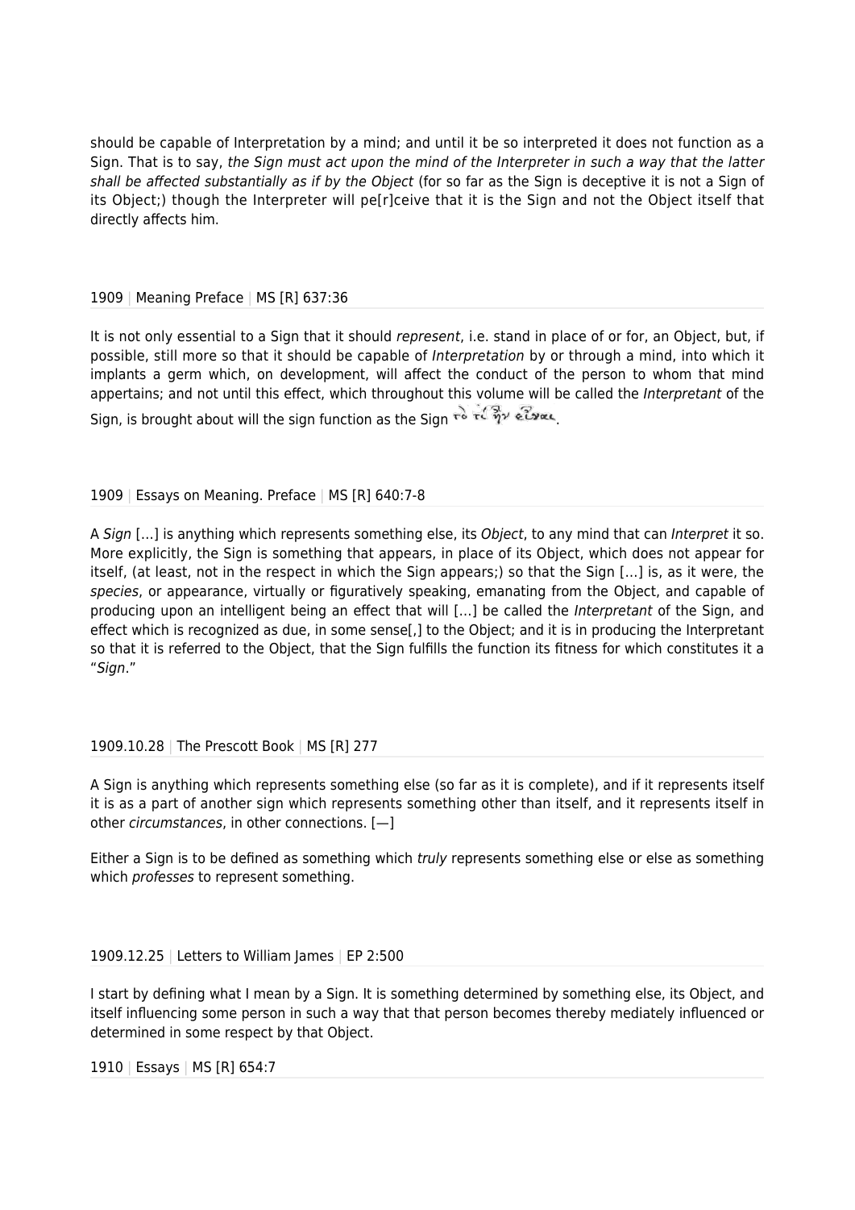should be capable of Interpretation by a mind; and until it be so interpreted it does not function as a Sign. That is to say, *the Sign must act upon the mind of the Interpreter in such a way that the latter shall be affected substantially as if by the Object* (for so far as the Sign is deceptive it is not a Sign of its Object;) though the Interpreter will pe[r]ceive that it is the Sign and not the Object itself that directly affects him.

1909 | Meaning Preface | MS [R] 637:36

It is not only essential to a Sign that it should *represent*, i.e. stand in place of or for, an Object, but, if possible, still more so that it should be capable of *Interpretation* by or through a mind, into which it implants a germ which, on development, will affect the conduct of the person to whom that mind appertains; and not until this effect, which throughout this volume will be called the *Interpretant* of the Sign, is brought about will the sign function as the Sign τὸ τί ἦν εἶναι.

1909 | Essays on Meaning. Preface | MS [R] 640:7-8

A *Sign* […] is anything which represents something else, its *Object*, to any mind that can *Interpret* it so. More explicitly, the Sign is something that appears, in place of its Object, which does not appear for itself, (at least, not in the respect in which the Sign appears;) so that the Sign […] is, as it were, the *species*, or appearance, virtually or figuratively speaking, emanating from the Object, and capable of producing upon an intelligent being an effect that will […] be called the *Interpretant* of the Sign, and effect which is recognized as due, in some sense[,] to the Object; and it is in producing the Interpretant so that it is referred to the Object, that the Sign fulfills the function its fitness for which constitutes it a "*Sign*."

1909.10.28 | The Prescott Book | MS [R] 277

A Sign is anything which represents something else (so far as it is complete), and if it represents itself it is as a part of another sign which represents something other than itself, and it represents itself in other *circumstances*, in other connections. [—]

Either a Sign is to be defined as something which *truly* represents something else or else as something which *professes* to represent something.

1909.12.25 | Letters to William James | EP 2:500

I start by defining what I mean by a Sign. It is something determined by something else, its Object, and itself influencing some person in such a way that that person becomes thereby mediately influenced or determined in some respect by that Object.

1910 | Essays | MS [R] 654:7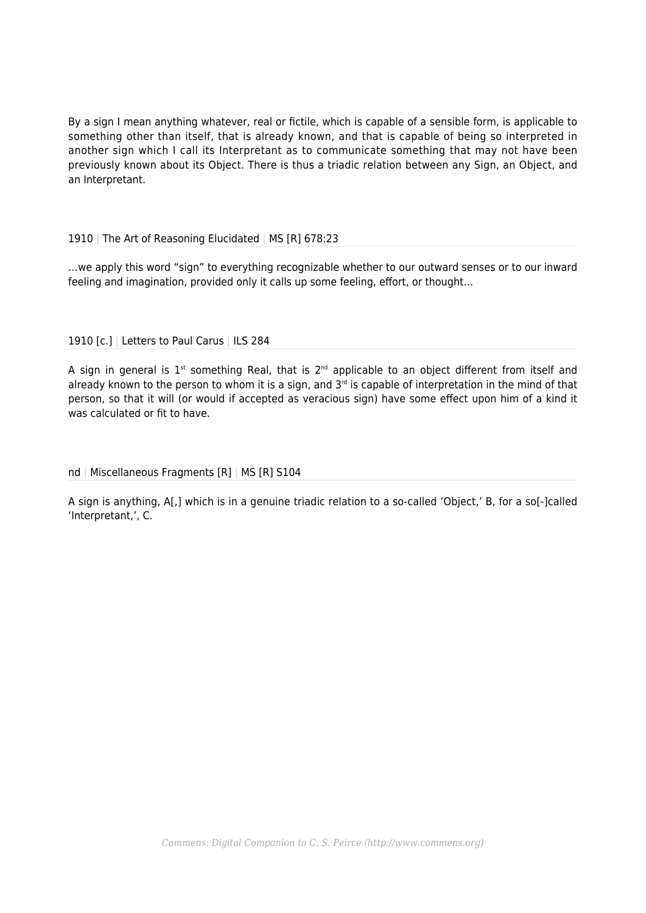By a sign I mean anything whatever, real or fictile, which is capable of a sensible form, is applicable to something other than itself, that is already known, and that is capable of being so interpreted in another sign which I call its Interpretant as to communicate something that may not have been previously known about its Object. There is thus a triadic relation between any Sign, an Object, and an Interpretant.

1910 | The Art of Reasoning Elucidated | MS [R] 678:23

…we apply this word "sign" to everything recognizable whether to our outward senses or to our inward feeling and imagination, provided only it calls up some feeling, effort, or thought…

1910 [c.] | Letters to Paul Carus | ILS 284

A sign in general is 1st something Real, that is 2nd applicable to an object different from itself and already known to the person to whom it is a sign, and 3rd is capable of interpretation in the mind of that person, so that it will (or would if accepted as veracious sign) have some effect upon him of a kind it was calculated or fit to have.

nd | Miscellaneous Fragments [R] | MS [R] S104

A sign is anything, A[,] which is in a genuine triadic relation to a so-called 'Object,' B, for a so[-]called 'Interpretant,', C.